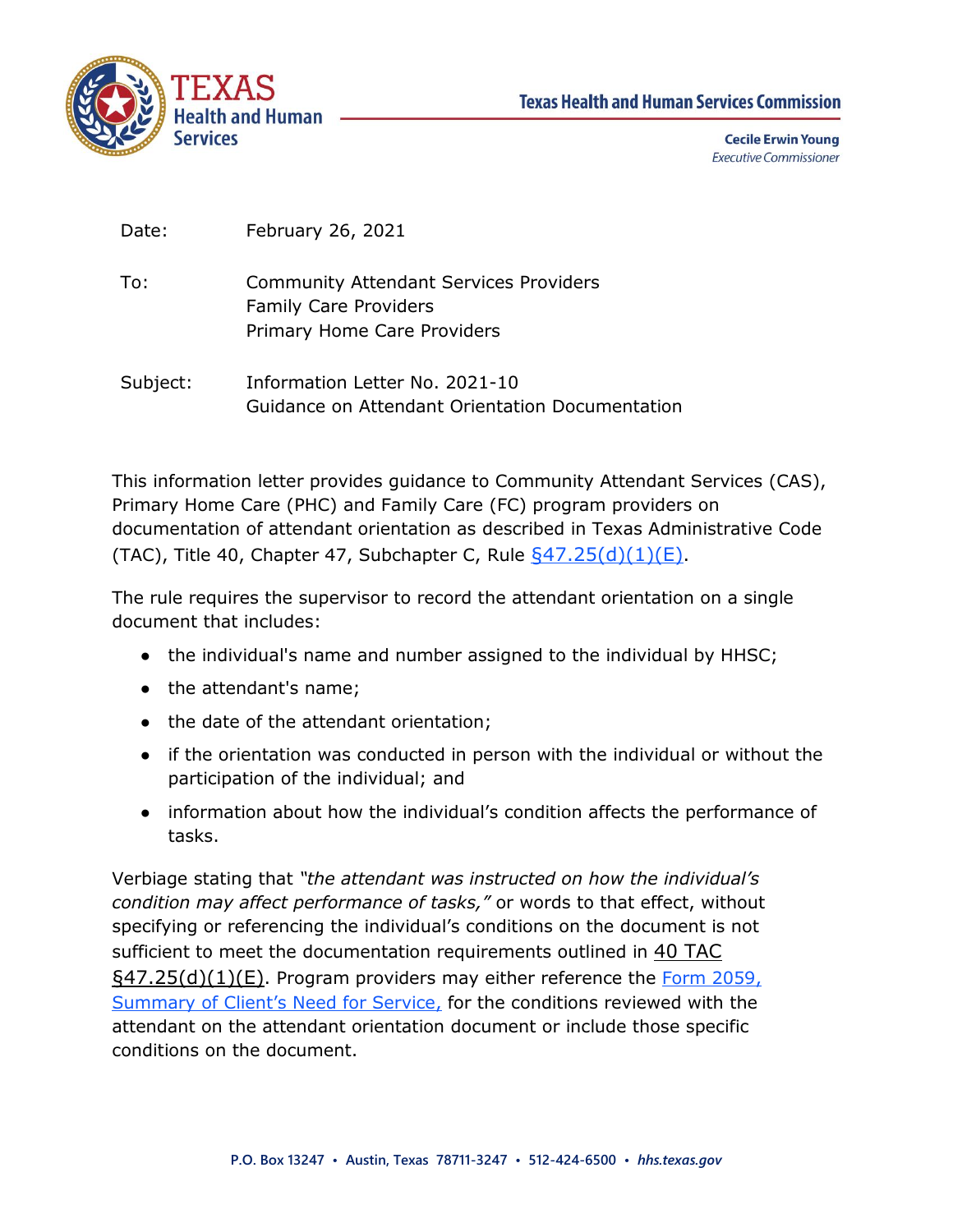**Texas Health and Human Services Commission**

**Cecile Erwin Young**
*Executive Commissioner*

Date: February 26, 2021

To: Community Attendant Services Providers
Family Care Providers
Primary Home Care Providers

Subject: Information Letter No. 2021-10
Guidance on Attendant Orientation Documentation

This information letter provides guidance to Community Attendant Services (CAS), Primary Home Care (PHC) and Family Care (FC) program providers on documentation of attendant orientation as described in Texas Administrative Code (TAC), Title 40, Chapter 47, Subchapter C, Rule §47.25(d)(1)(E).

The rule requires the supervisor to record the attendant orientation on a single document that includes:

- the individual's name and number assigned to the individual by HHSC;
- the attendant's name;
- the date of the attendant orientation;
- if the orientation was conducted in person with the individual or without the participation of the individual; and
- information about how the individual's condition affects the performance of tasks.

Verbiage stating that *"the attendant was instructed on how the individual's condition may affect performance of tasks,"* or words to that effect, without specifying or referencing the individual's conditions on the document is not sufficient to meet the documentation requirements outlined in 40 TAC §47.25(d)(1)(E). Program providers may either reference the Form 2059, Summary of Client's Need for Service, for the conditions reviewed with the attendant on the attendant orientation document or include those specific conditions on the document.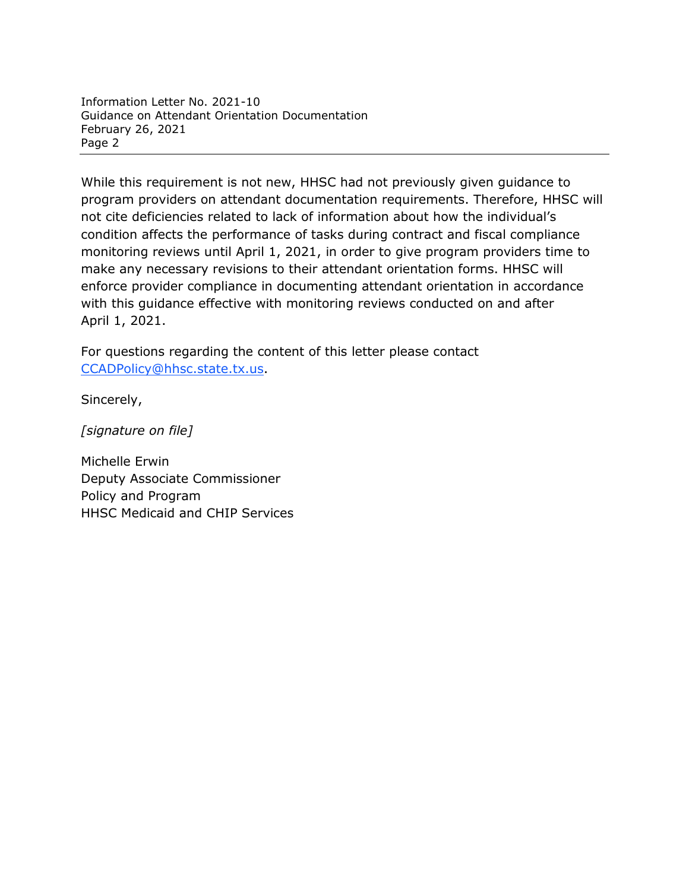While this requirement is not new, HHSC had not previously given guidance to program providers on attendant documentation requirements. Therefore, HHSC will not cite deficiencies related to lack of information about how the individual's condition affects the performance of tasks during contract and fiscal compliance monitoring reviews until April 1, 2021, in order to give program providers time to make any necessary revisions to their attendant orientation forms. HHSC will enforce provider compliance in documenting attendant orientation in accordance with this guidance effective with monitoring reviews conducted on and after April 1, 2021.

For questions regarding the content of this letter please contact CCADPolicy@hhsc.state.tx.us.

Sincerely,

*[signature on file]*

Michelle Erwin
Deputy Associate Commissioner
Policy and Program
HHSC Medicaid and CHIP Services